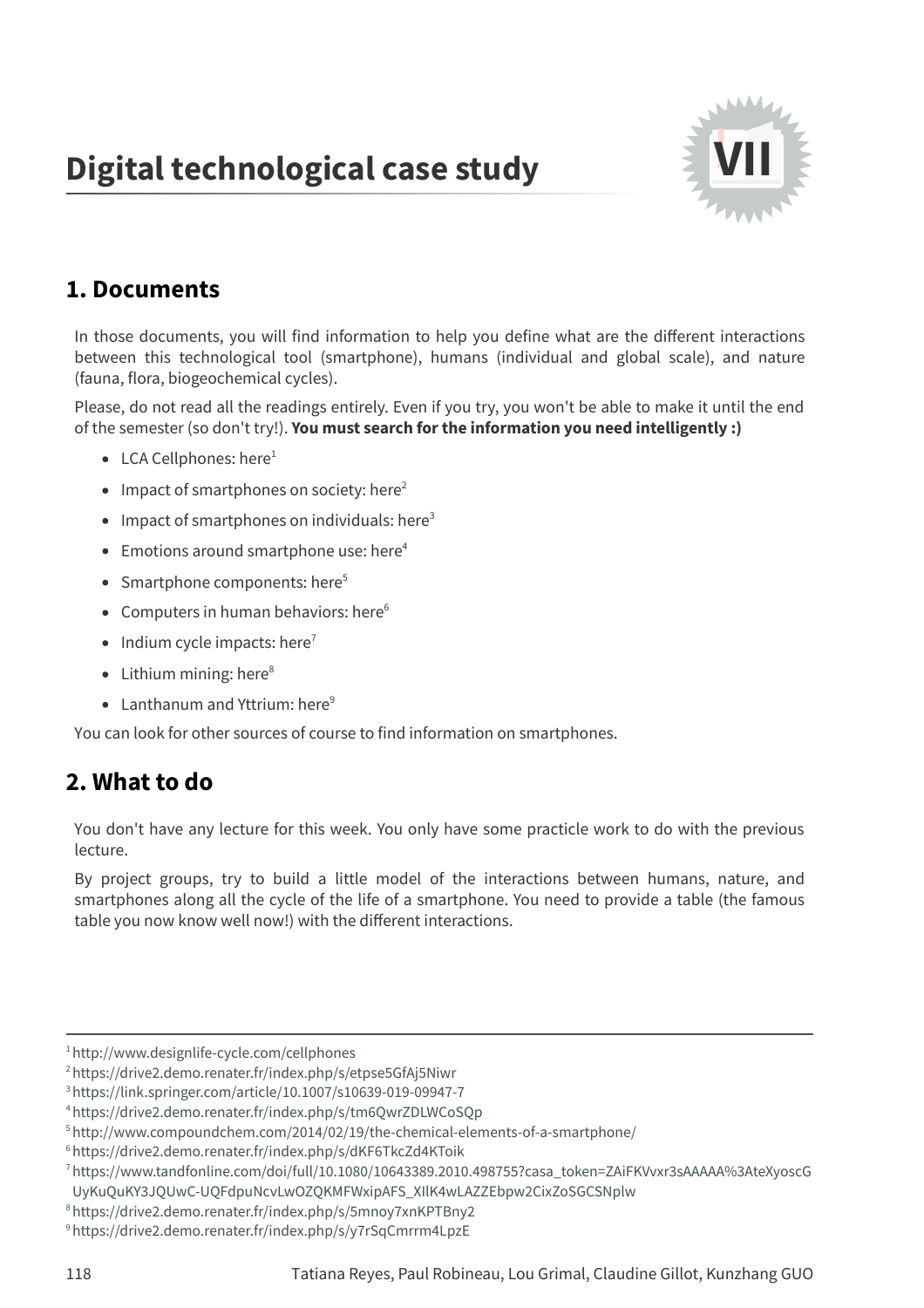# Digital technological case study

VII

## 1. Documents

In those documents, you will find information to help you define what are the different interactions between this technological tool (smartphone), humans (individual and global scale), and nature (fauna, flora, biogeochemical cycles).

Please, do not read all the readings entirely. Even if you try, you won't be able to make it until the end of the semester (so don't try!). **You must search for the information you need intelligently :)**

- LCA Cellphones: here[1]
- Impact of smartphones on society: here[2]
- Impact of smartphones on individuals: here[3]
- Emotions around smartphone use: here[4]
- Smartphone components: here[5]
- Computers in human behaviors: here[6]
- Indium cycle impacts: here[7]
- Lithium mining: here[8]
- Lanthanum and Yttrium: here[9]

You can look for other sources of course to find information on smartphones.

## 2. What to do

You don't have any lecture for this week. You only have some practicle work to do with the previous lecture.

By project groups, try to build a little model of the interactions between humans, nature, and smartphones along all the cycle of the life of a smartphone. You need to provide a table (the famous table you now know well now!) with the different interactions.

---

[1] http://www.designlife-cycle.com/cellphones
[2] https://drive2.demo.renater.fr/index.php/s/etpse5GfAj5Niwr
[3] https://link.springer.com/article/10.1007/s10639-019-09947-7
[4] https://drive2.demo.renater.fr/index.php/s/tm6QwrZDLWCoSQp
[5] http://www.compoundchem.com/2014/02/19/the-chemical-elements-of-a-smartphone/
[6] https://drive2.demo.renater.fr/index.php/s/dKF6TkcZd4KToik
[7] https://www.tandfonline.com/doi/full/10.1080/10643389.2010.498755?casa_token=ZAiFKVvxr3sAAAAA%3AteXyoscGUyKuQuKY3JQUwC-UQFdpuNcvLwOZQKMFWxipAFS_XIlK4wLAZZEbpw2CixZoSGCSNplw
[8] https://drive2.demo.renater.fr/index.php/s/5mnoy7xnKPTBny2
[9] https://drive2.demo.renater.fr/index.php/s/y7rSqCmrrm4LpzE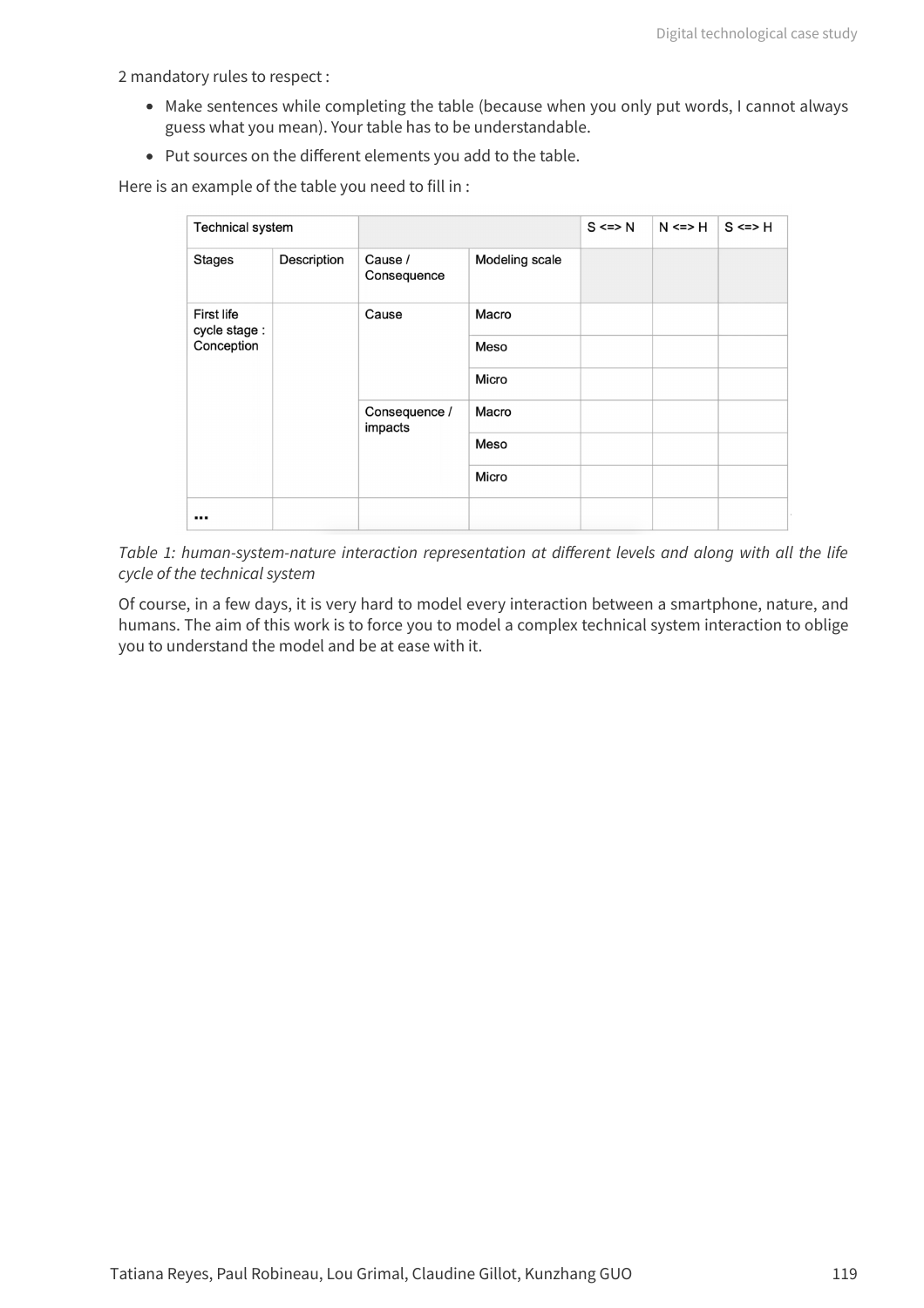2 mandatory rules to respect :

- Make sentences while completing the table (because when you only put words, I cannot always guess what you mean). Your table has to be understandable.
- Put sources on the different elements you add to the table.

Here is an example of the table you need to fill in :

| Technical system | | | | S <=> N | N <=> H | S <=> H |
|---|---|---|---|---|---|---|
| Stages | Description | Cause / Consequence | Modeling scale | | | |
| First life cycle stage : Conception | | Cause | Macro | | | |
| | | | Meso | | | |
| | | | Micro | | | |
| | | Consequence / impacts | Macro | | | |
| | | | Meso | | | |
| | | | Micro | | | |
| ... | | | | | | |

*Table 1: human-system-nature interaction representation at different levels and along with all the life cycle of the technical system*

Of course, in a few days, it is very hard to model every interaction between a smartphone, nature, and humans. The aim of this work is to force you to model a complex technical system interaction to oblige you to understand the model and be at ease with it.